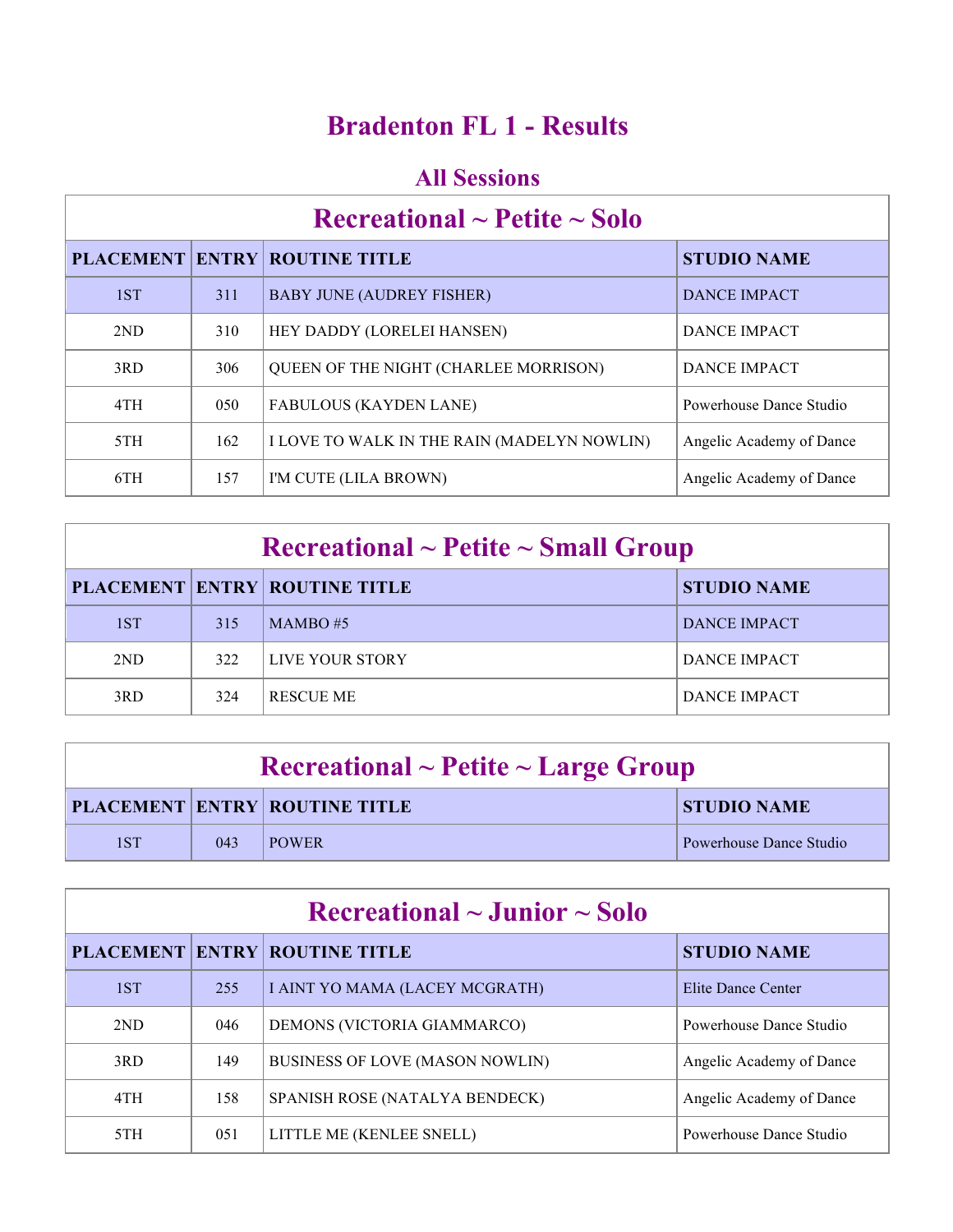# Bradenton FL 1 - Results

## All Sessions

### Recreational ~ Petite ~ Solo

| PLACEMENT | ENTRY | ROUTINE TITLE | STUDIO NAME |
|---|---|---|---|
| 1ST | 311 | BABY JUNE (AUDREY FISHER) | DANCE IMPACT |
| 2ND | 310 | HEY DADDY (LORELEI HANSEN) | DANCE IMPACT |
| 3RD | 306 | QUEEN OF THE NIGHT (CHARLEE MORRISON) | DANCE IMPACT |
| 4TH | 050 | FABULOUS (KAYDEN LANE) | Powerhouse Dance Studio |
| 5TH | 162 | I LOVE TO WALK IN THE RAIN (MADELYN NOWLIN) | Angelic Academy of Dance |
| 6TH | 157 | I'M CUTE (LILA BROWN) | Angelic Academy of Dance |

### Recreational ~ Petite ~ Small Group

| PLACEMENT | ENTRY | ROUTINE TITLE | STUDIO NAME |
|---|---|---|---|
| 1ST | 315 | MAMBO #5 | DANCE IMPACT |
| 2ND | 322 | LIVE YOUR STORY | DANCE IMPACT |
| 3RD | 324 | RESCUE ME | DANCE IMPACT |

### Recreational ~ Petite ~ Large Group

| PLACEMENT | ENTRY | ROUTINE TITLE | STUDIO NAME |
|---|---|---|---|
| 1ST | 043 | POWER | Powerhouse Dance Studio |

### Recreational ~ Junior ~ Solo

| PLACEMENT | ENTRY | ROUTINE TITLE | STUDIO NAME |
|---|---|---|---|
| 1ST | 255 | I AINT YO MAMA (LACEY MCGRATH) | Elite Dance Center |
| 2ND | 046 | DEMONS (VICTORIA GIAMMARCO) | Powerhouse Dance Studio |
| 3RD | 149 | BUSINESS OF LOVE (MASON NOWLIN) | Angelic Academy of Dance |
| 4TH | 158 | SPANISH ROSE (NATALYA BENDECK) | Angelic Academy of Dance |
| 5TH | 051 | LITTLE ME (KENLEE SNELL) | Powerhouse Dance Studio |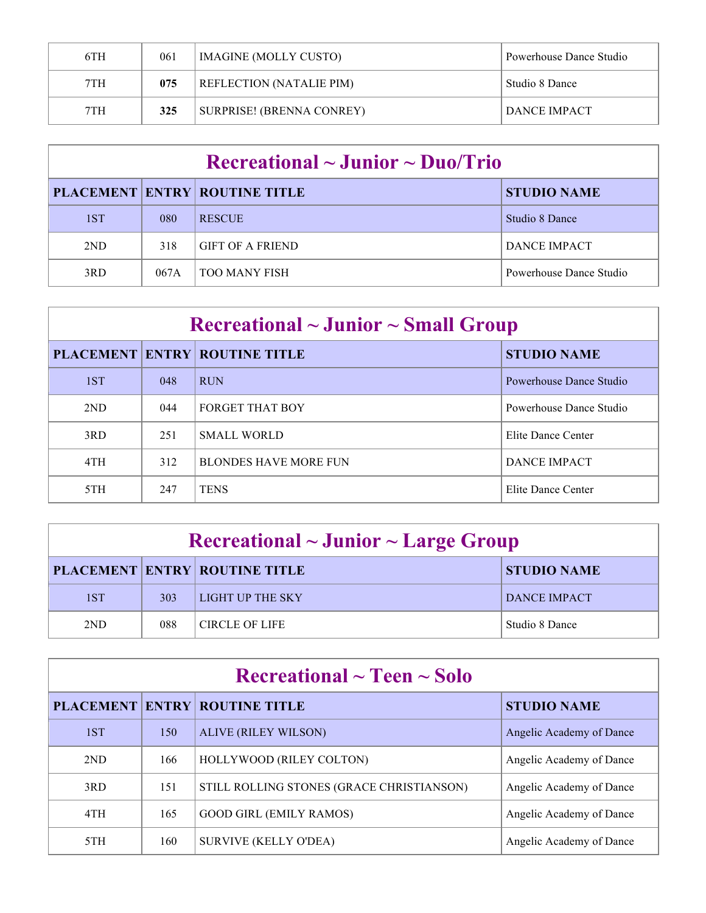| | | | |
|---|---|---|---|
| 6TH | 061 | IMAGINE (MOLLY CUSTO) | Powerhouse Dance Studio |
| 7TH | **075** | REFLECTION (NATALIE PIM) | Studio 8 Dance |
| 7TH | **325** | SURPRISE! (BRENNA CONREY) | DANCE IMPACT |

## Recreational ~ Junior ~ Duo/Trio

| PLACEMENT | ENTRY | ROUTINE TITLE | STUDIO NAME |
|---|---|---|---|
| 1ST | 080 | RESCUE | Studio 8 Dance |
| 2ND | 318 | GIFT OF A FRIEND | DANCE IMPACT |
| 3RD | 067A | TOO MANY FISH | Powerhouse Dance Studio |

## Recreational ~ Junior ~ Small Group

| PLACEMENT | ENTRY | ROUTINE TITLE | STUDIO NAME |
|---|---|---|---|
| 1ST | 048 | RUN | Powerhouse Dance Studio |
| 2ND | 044 | FORGET THAT BOY | Powerhouse Dance Studio |
| 3RD | 251 | SMALL WORLD | Elite Dance Center |
| 4TH | 312 | BLONDES HAVE MORE FUN | DANCE IMPACT |
| 5TH | 247 | TENS | Elite Dance Center |

## Recreational ~ Junior ~ Large Group

| PLACEMENT | ENTRY | ROUTINE TITLE | STUDIO NAME |
|---|---|---|---|
| 1ST | 303 | LIGHT UP THE SKY | DANCE IMPACT |
| 2ND | 088 | CIRCLE OF LIFE | Studio 8 Dance |

## Recreational ~ Teen ~ Solo

| PLACEMENT | ENTRY | ROUTINE TITLE | STUDIO NAME |
|---|---|---|---|
| 1ST | 150 | ALIVE (RILEY WILSON) | Angelic Academy of Dance |
| 2ND | 166 | HOLLYWOOD (RILEY COLTON) | Angelic Academy of Dance |
| 3RD | 151 | STILL ROLLING STONES (GRACE CHRISTIANSON) | Angelic Academy of Dance |
| 4TH | 165 | GOOD GIRL (EMILY RAMOS) | Angelic Academy of Dance |
| 5TH | 160 | SURVIVE (KELLY O'DEA) | Angelic Academy of Dance |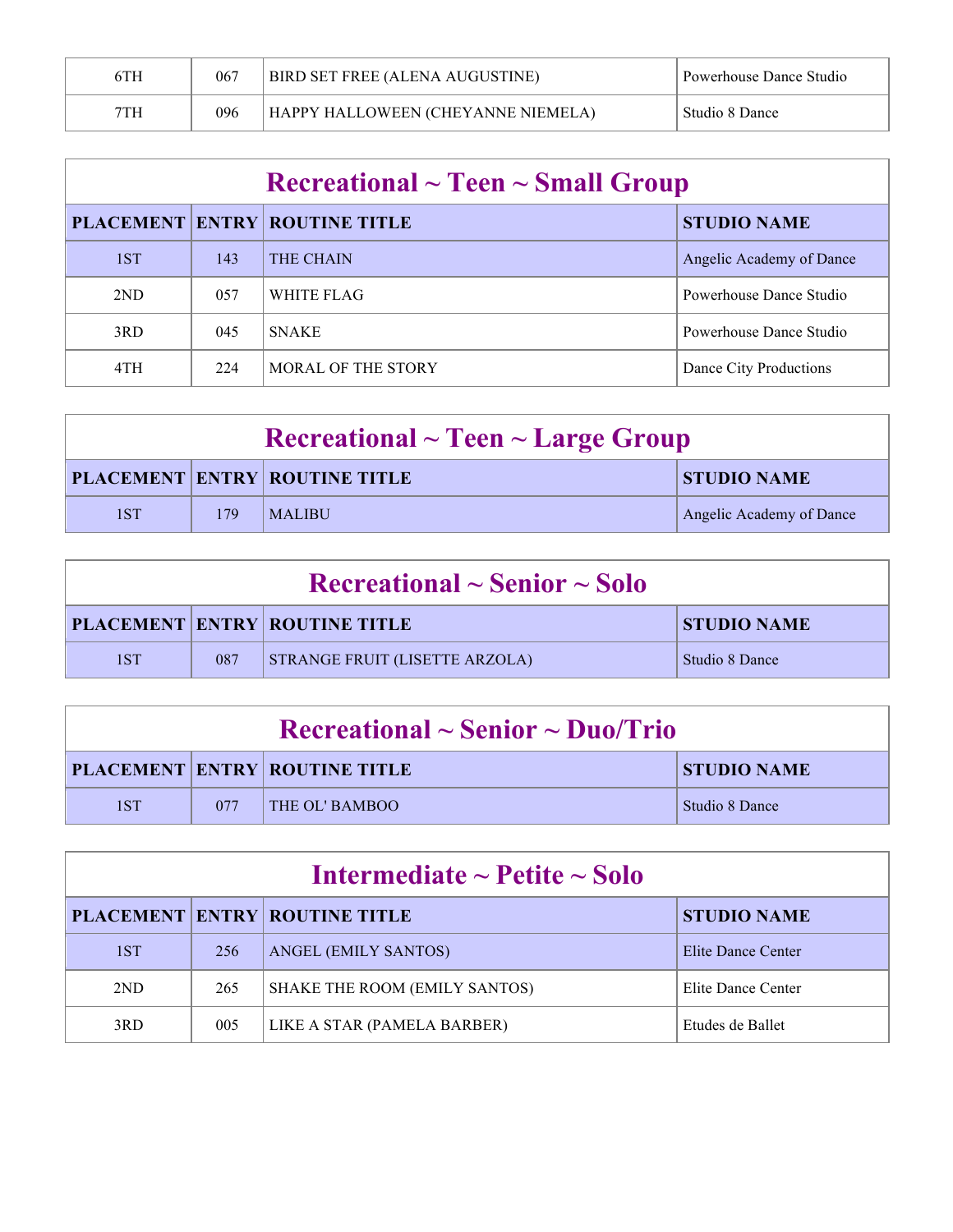| PLACEMENT | ENTRY | ROUTINE TITLE | STUDIO NAME |
|---|---|---|---|
| 6TH | 067 | BIRD SET FREE (ALENA AUGUSTINE) | Powerhouse Dance Studio |
| 7TH | 096 | HAPPY HALLOWEEN (CHEYANNE NIEMELA) | Studio 8 Dance |

## Recreational ~ Teen ~ Small Group

| PLACEMENT | ENTRY | ROUTINE TITLE | STUDIO NAME |
|---|---|---|---|
| 1ST | 143 | THE CHAIN | Angelic Academy of Dance |
| 2ND | 057 | WHITE FLAG | Powerhouse Dance Studio |
| 3RD | 045 | SNAKE | Powerhouse Dance Studio |
| 4TH | 224 | MORAL OF THE STORY | Dance City Productions |

## Recreational ~ Teen ~ Large Group

| PLACEMENT | ENTRY | ROUTINE TITLE | STUDIO NAME |
|---|---|---|---|
| 1ST | 179 | MALIBU | Angelic Academy of Dance |

## Recreational ~ Senior ~ Solo

| PLACEMENT | ENTRY | ROUTINE TITLE | STUDIO NAME |
|---|---|---|---|
| 1ST | 087 | STRANGE FRUIT (LISETTE ARZOLA) | Studio 8 Dance |

## Recreational ~ Senior ~ Duo/Trio

| PLACEMENT | ENTRY | ROUTINE TITLE | STUDIO NAME |
|---|---|---|---|
| 1ST | 077 | THE OL' BAMBOO | Studio 8 Dance |

## Intermediate ~ Petite ~ Solo

| PLACEMENT | ENTRY | ROUTINE TITLE | STUDIO NAME |
|---|---|---|---|
| 1ST | 256 | ANGEL (EMILY SANTOS) | Elite Dance Center |
| 2ND | 265 | SHAKE THE ROOM (EMILY SANTOS) | Elite Dance Center |
| 3RD | 005 | LIKE A STAR (PAMELA BARBER) | Etudes de Ballet |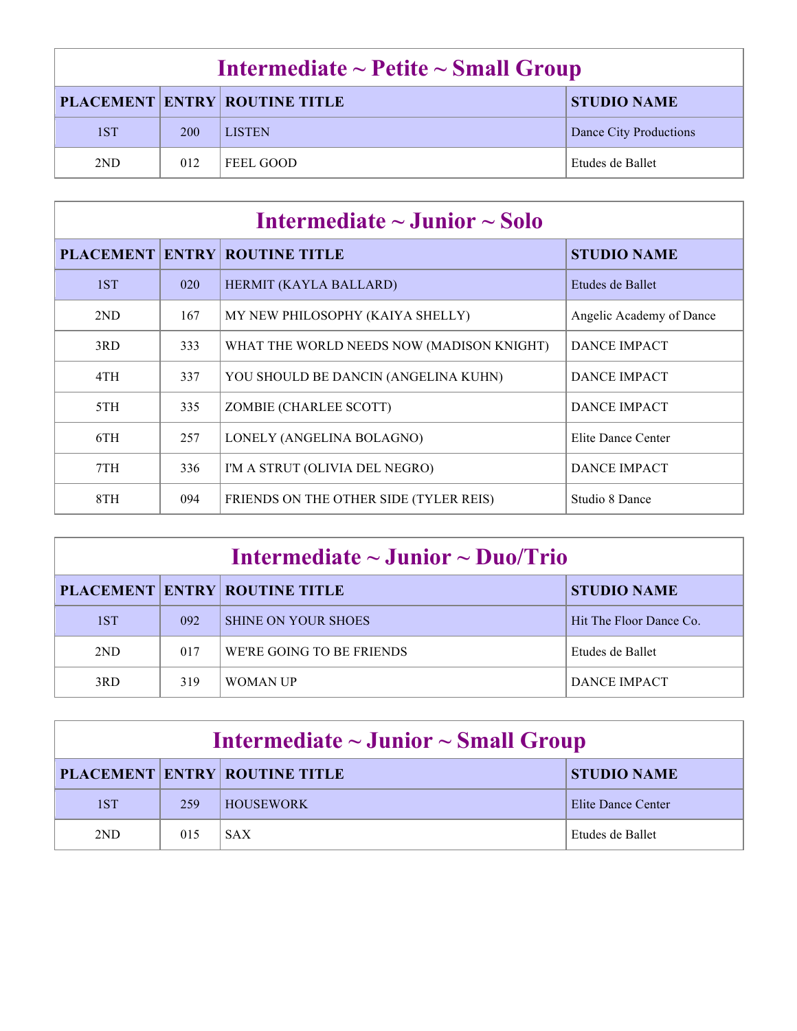## Intermediate ~ Petite ~ Small Group

| PLACEMENT | ENTRY | ROUTINE TITLE | STUDIO NAME |
|---|---|---|---|
| 1ST | 200 | LISTEN | Dance City Productions |
| 2ND | 012 | FEEL GOOD | Etudes de Ballet |

## Intermediate ~ Junior ~ Solo

| PLACEMENT | ENTRY | ROUTINE TITLE | STUDIO NAME |
|---|---|---|---|
| 1ST | 020 | HERMIT (KAYLA BALLARD) | Etudes de Ballet |
| 2ND | 167 | MY NEW PHILOSOPHY (KAIYA SHELLY) | Angelic Academy of Dance |
| 3RD | 333 | WHAT THE WORLD NEEDS NOW (MADISON KNIGHT) | DANCE IMPACT |
| 4TH | 337 | YOU SHOULD BE DANCIN (ANGELINA KUHN) | DANCE IMPACT |
| 5TH | 335 | ZOMBIE (CHARLEE SCOTT) | DANCE IMPACT |
| 6TH | 257 | LONELY (ANGELINA BOLAGNO) | Elite Dance Center |
| 7TH | 336 | I'M A STRUT (OLIVIA DEL NEGRO) | DANCE IMPACT |
| 8TH | 094 | FRIENDS ON THE OTHER SIDE (TYLER REIS) | Studio 8 Dance |

## Intermediate ~ Junior ~ Duo/Trio

| PLACEMENT | ENTRY | ROUTINE TITLE | STUDIO NAME |
|---|---|---|---|
| 1ST | 092 | SHINE ON YOUR SHOES | Hit The Floor Dance Co. |
| 2ND | 017 | WE'RE GOING TO BE FRIENDS | Etudes de Ballet |
| 3RD | 319 | WOMAN UP | DANCE IMPACT |

## Intermediate ~ Junior ~ Small Group

| PLACEMENT | ENTRY | ROUTINE TITLE | STUDIO NAME |
|---|---|---|---|
| 1ST | 259 | HOUSEWORK | Elite Dance Center |
| 2ND | 015 | SAX | Etudes de Ballet |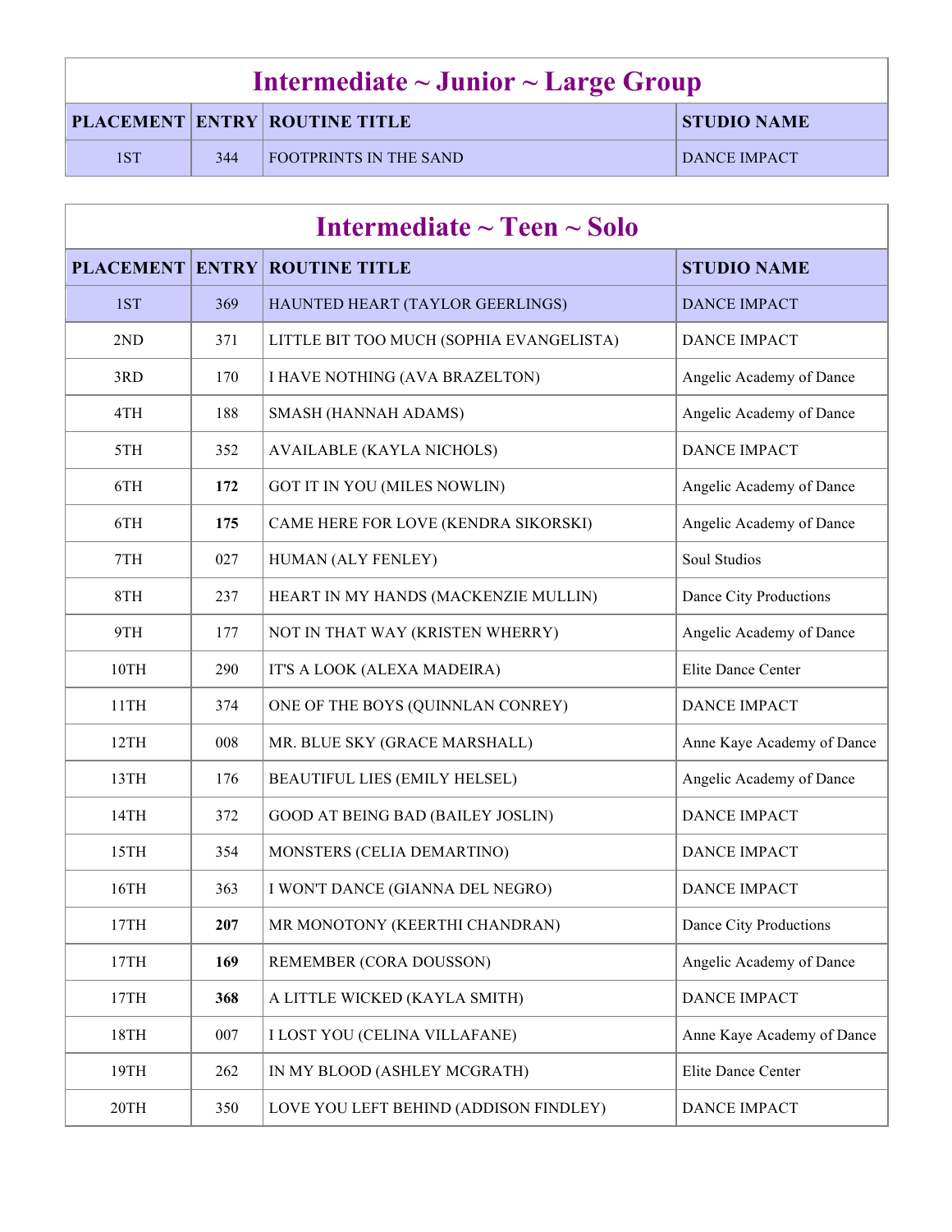## Intermediate ~ Junior ~ Large Group

| PLACEMENT | ENTRY | ROUTINE TITLE | STUDIO NAME |
|---|---|---|---|
| 1ST | 344 | FOOTPRINTS IN THE SAND | DANCE IMPACT |

## Intermediate ~ Teen ~ Solo

| PLACEMENT | ENTRY | ROUTINE TITLE | STUDIO NAME |
|---|---|---|---|
| 1ST | 369 | HAUNTED HEART (TAYLOR GEERLINGS) | DANCE IMPACT |
| 2ND | 371 | LITTLE BIT TOO MUCH (SOPHIA EVANGELISTA) | DANCE IMPACT |
| 3RD | 170 | I HAVE NOTHING (AVA BRAZELTON) | Angelic Academy of Dance |
| 4TH | 188 | SMASH (HANNAH ADAMS) | Angelic Academy of Dance |
| 5TH | 352 | AVAILABLE (KAYLA NICHOLS) | DANCE IMPACT |
| 6TH | **172** | GOT IT IN YOU (MILES NOWLIN) | Angelic Academy of Dance |
| 6TH | **175** | CAME HERE FOR LOVE (KENDRA SIKORSKI) | Angelic Academy of Dance |
| 7TH | 027 | HUMAN (ALY FENLEY) | Soul Studios |
| 8TH | 237 | HEART IN MY HANDS (MACKENZIE MULLIN) | Dance City Productions |
| 9TH | 177 | NOT IN THAT WAY (KRISTEN WHERRY) | Angelic Academy of Dance |
| 10TH | 290 | IT'S A LOOK (ALEXA MADEIRA) | Elite Dance Center |
| 11TH | 374 | ONE OF THE BOYS (QUINNLAN CONREY) | DANCE IMPACT |
| 12TH | 008 | MR. BLUE SKY (GRACE MARSHALL) | Anne Kaye Academy of Dance |
| 13TH | 176 | BEAUTIFUL LIES (EMILY HELSEL) | Angelic Academy of Dance |
| 14TH | 372 | GOOD AT BEING BAD (BAILEY JOSLIN) | DANCE IMPACT |
| 15TH | 354 | MONSTERS (CELIA DEMARTINO) | DANCE IMPACT |
| 16TH | 363 | I WON'T DANCE (GIANNA DEL NEGRO) | DANCE IMPACT |
| 17TH | **207** | MR MONOTONY (KEERTHI CHANDRAN) | Dance City Productions |
| 17TH | **169** | REMEMBER (CORA DOUSSON) | Angelic Academy of Dance |
| 17TH | **368** | A LITTLE WICKED (KAYLA SMITH) | DANCE IMPACT |
| 18TH | 007 | I LOST YOU (CELINA VILLAFANE) | Anne Kaye Academy of Dance |
| 19TH | 262 | IN MY BLOOD (ASHLEY MCGRATH) | Elite Dance Center |
| 20TH | 350 | LOVE YOU LEFT BEHIND (ADDISON FINDLEY) | DANCE IMPACT |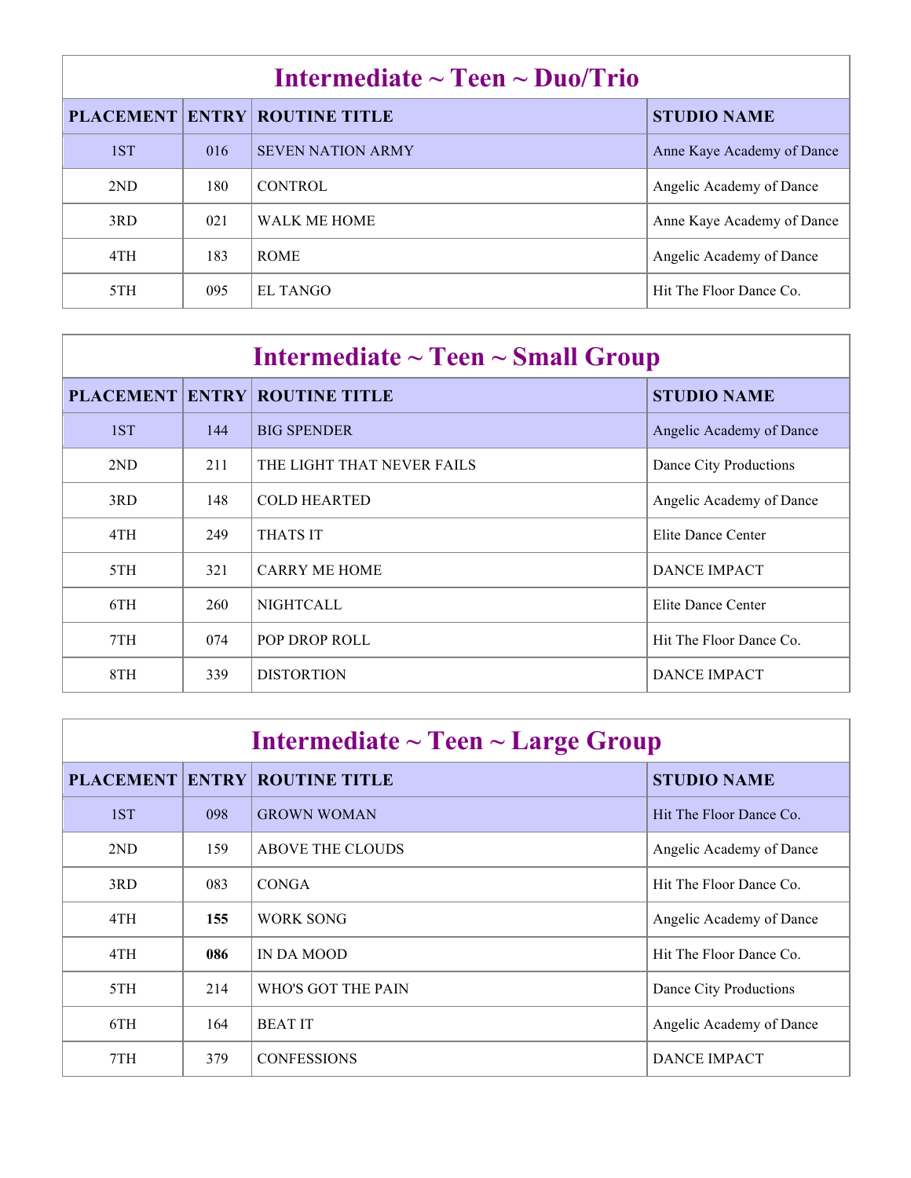## Intermediate ~ Teen ~ Duo/Trio

| PLACEMENT | ENTRY | ROUTINE TITLE | STUDIO NAME |
|---|---|---|---|
| 1ST | 016 | SEVEN NATION ARMY | Anne Kaye Academy of Dance |
| 2ND | 180 | CONTROL | Angelic Academy of Dance |
| 3RD | 021 | WALK ME HOME | Anne Kaye Academy of Dance |
| 4TH | 183 | ROME | Angelic Academy of Dance |
| 5TH | 095 | EL TANGO | Hit The Floor Dance Co. |

## Intermediate ~ Teen ~ Small Group

| PLACEMENT | ENTRY | ROUTINE TITLE | STUDIO NAME |
|---|---|---|---|
| 1ST | 144 | BIG SPENDER | Angelic Academy of Dance |
| 2ND | 211 | THE LIGHT THAT NEVER FAILS | Dance City Productions |
| 3RD | 148 | COLD HEARTED | Angelic Academy of Dance |
| 4TH | 249 | THATS IT | Elite Dance Center |
| 5TH | 321 | CARRY ME HOME | DANCE IMPACT |
| 6TH | 260 | NIGHTCALL | Elite Dance Center |
| 7TH | 074 | POP DROP ROLL | Hit The Floor Dance Co. |
| 8TH | 339 | DISTORTION | DANCE IMPACT |

## Intermediate ~ Teen ~ Large Group

| PLACEMENT | ENTRY | ROUTINE TITLE | STUDIO NAME |
|---|---|---|---|
| 1ST | 098 | GROWN WOMAN | Hit The Floor Dance Co. |
| 2ND | 159 | ABOVE THE CLOUDS | Angelic Academy of Dance |
| 3RD | 083 | CONGA | Hit The Floor Dance Co. |
| 4TH | **155** | WORK SONG | Angelic Academy of Dance |
| 4TH | **086** | IN DA MOOD | Hit The Floor Dance Co. |
| 5TH | 214 | WHO'S GOT THE PAIN | Dance City Productions |
| 6TH | 164 | BEAT IT | Angelic Academy of Dance |
| 7TH | 379 | CONFESSIONS | DANCE IMPACT |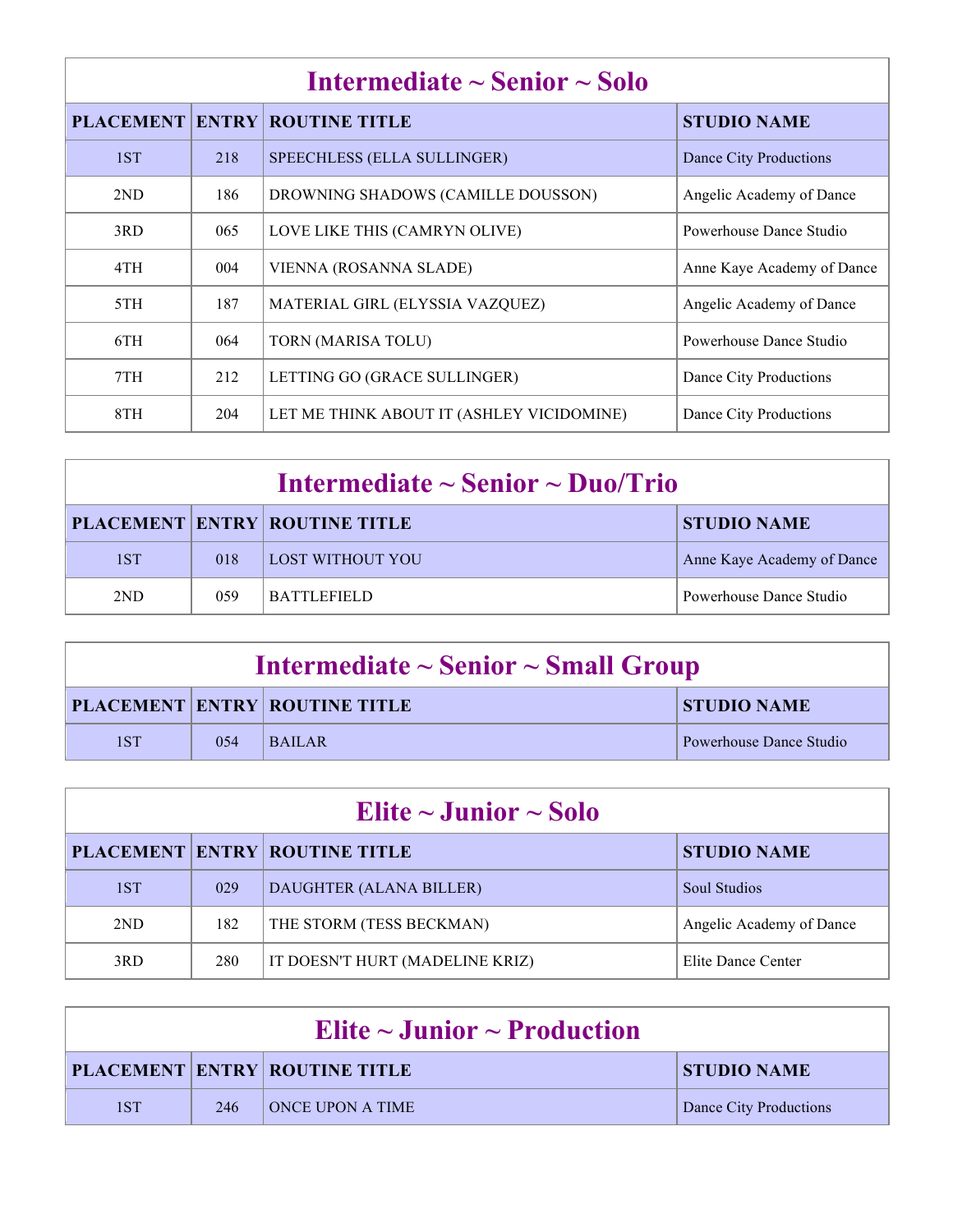## Intermediate ~ Senior ~ Solo

| PLACEMENT | ENTRY | ROUTINE TITLE | STUDIO NAME |
|---|---|---|---|
| 1ST | 218 | SPEECHLESS (ELLA SULLINGER) | Dance City Productions |
| 2ND | 186 | DROWNING SHADOWS (CAMILLE DOUSSON) | Angelic Academy of Dance |
| 3RD | 065 | LOVE LIKE THIS (CAMRYN OLIVE) | Powerhouse Dance Studio |
| 4TH | 004 | VIENNA (ROSANNA SLADE) | Anne Kaye Academy of Dance |
| 5TH | 187 | MATERIAL GIRL (ELYSSIA VAZQUEZ) | Angelic Academy of Dance |
| 6TH | 064 | TORN (MARISA TOLU) | Powerhouse Dance Studio |
| 7TH | 212 | LETTING GO (GRACE SULLINGER) | Dance City Productions |
| 8TH | 204 | LET ME THINK ABOUT IT (ASHLEY VICIDOMINE) | Dance City Productions |

## Intermediate ~ Senior ~ Duo/Trio

| PLACEMENT | ENTRY | ROUTINE TITLE | STUDIO NAME |
|---|---|---|---|
| 1ST | 018 | LOST WITHOUT YOU | Anne Kaye Academy of Dance |
| 2ND | 059 | BATTLEFIELD | Powerhouse Dance Studio |

## Intermediate ~ Senior ~ Small Group

| PLACEMENT | ENTRY | ROUTINE TITLE | STUDIO NAME |
|---|---|---|---|
| 1ST | 054 | BAILAR | Powerhouse Dance Studio |

## Elite ~ Junior ~ Solo

| PLACEMENT | ENTRY | ROUTINE TITLE | STUDIO NAME |
|---|---|---|---|
| 1ST | 029 | DAUGHTER (ALANA BILLER) | Soul Studios |
| 2ND | 182 | THE STORM (TESS BECKMAN) | Angelic Academy of Dance |
| 3RD | 280 | IT DOESN'T HURT (MADELINE KRIZ) | Elite Dance Center |

## Elite ~ Junior ~ Production

| PLACEMENT | ENTRY | ROUTINE TITLE | STUDIO NAME |
|---|---|---|---|
| 1ST | 246 | ONCE UPON A TIME | Dance City Productions |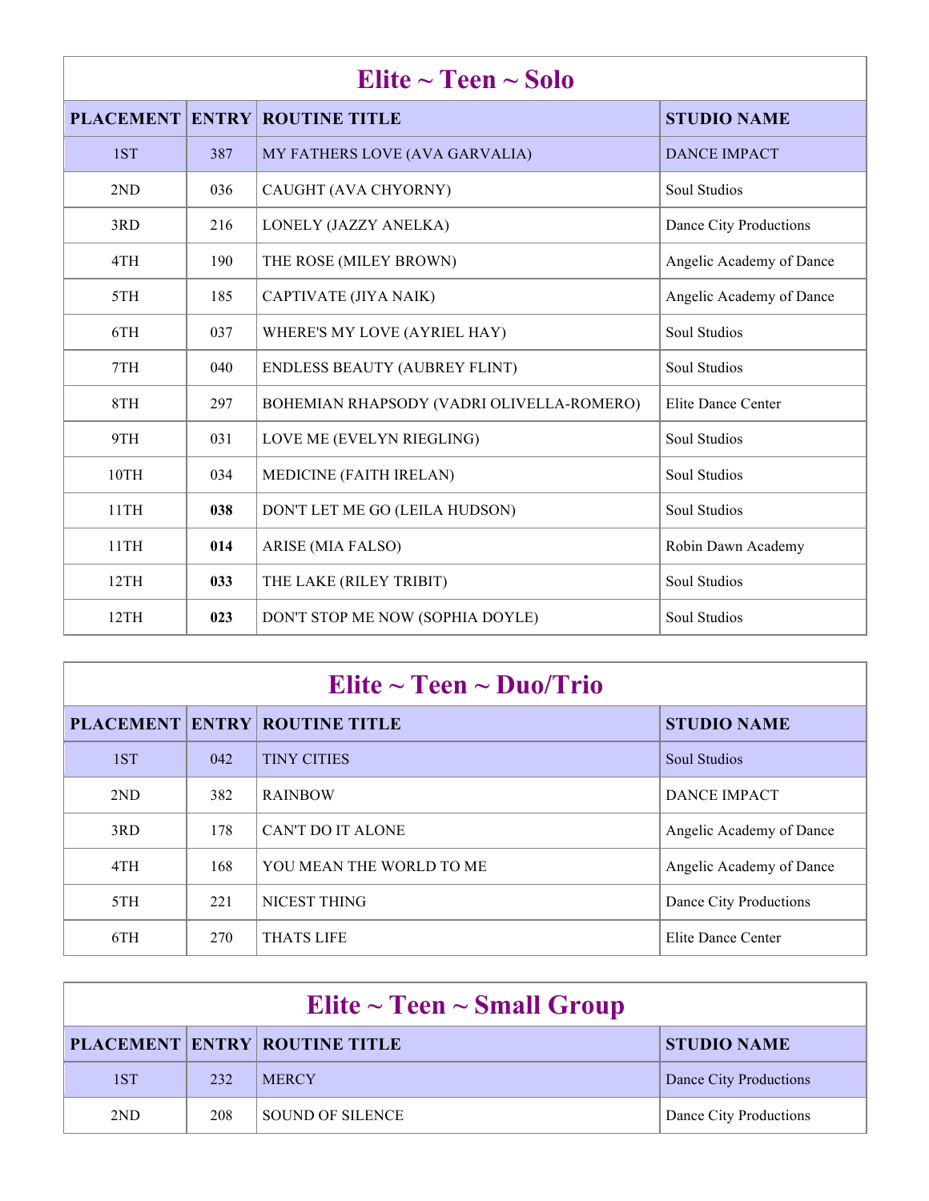## Elite ~ Teen ~ Solo

| PLACEMENT | ENTRY | ROUTINE TITLE | STUDIO NAME |
|---|---|---|---|
| 1ST | 387 | MY FATHERS LOVE (AVA GARVALIA) | DANCE IMPACT |
| 2ND | 036 | CAUGHT (AVA CHYORNY) | Soul Studios |
| 3RD | 216 | LONELY (JAZZY ANELKA) | Dance City Productions |
| 4TH | 190 | THE ROSE (MILEY BROWN) | Angelic Academy of Dance |
| 5TH | 185 | CAPTIVATE (JIYA NAIK) | Angelic Academy of Dance |
| 6TH | 037 | WHERE'S MY LOVE (AYRIEL HAY) | Soul Studios |
| 7TH | 040 | ENDLESS BEAUTY (AUBREY FLINT) | Soul Studios |
| 8TH | 297 | BOHEMIAN RHAPSODY (VADRI OLIVELLA-ROMERO) | Elite Dance Center |
| 9TH | 031 | LOVE ME (EVELYN RIEGLING) | Soul Studios |
| 10TH | 034 | MEDICINE (FAITH IRELAN) | Soul Studios |
| 11TH | **038** | DON'T LET ME GO (LEILA HUDSON) | Soul Studios |
| 11TH | **014** | ARISE (MIA FALSO) | Robin Dawn Academy |
| 12TH | **033** | THE LAKE (RILEY TRIBIT) | Soul Studios |
| 12TH | **023** | DON'T STOP ME NOW (SOPHIA DOYLE) | Soul Studios |

## Elite ~ Teen ~ Duo/Trio

| PLACEMENT | ENTRY | ROUTINE TITLE | STUDIO NAME |
|---|---|---|---|
| 1ST | 042 | TINY CITIES | Soul Studios |
| 2ND | 382 | RAINBOW | DANCE IMPACT |
| 3RD | 178 | CAN'T DO IT ALONE | Angelic Academy of Dance |
| 4TH | 168 | YOU MEAN THE WORLD TO ME | Angelic Academy of Dance |
| 5TH | 221 | NICEST THING | Dance City Productions |
| 6TH | 270 | THATS LIFE | Elite Dance Center |

## Elite ~ Teen ~ Small Group

| PLACEMENT | ENTRY | ROUTINE TITLE | STUDIO NAME |
|---|---|---|---|
| 1ST | 232 | MERCY | Dance City Productions |
| 2ND | 208 | SOUND OF SILENCE | Dance City Productions |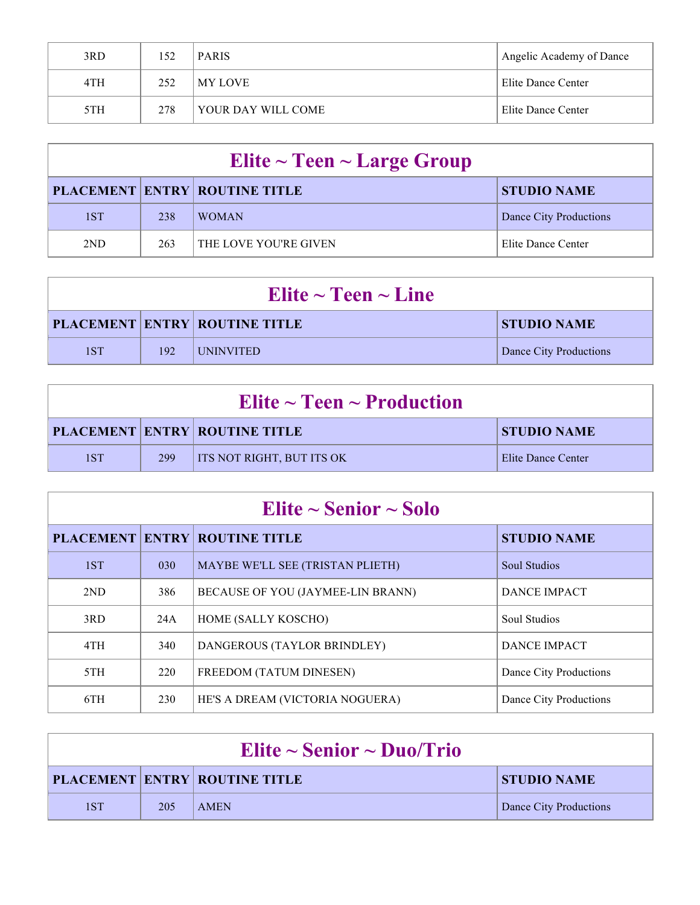| PLACEMENT | ENTRY | ROUTINE TITLE | STUDIO NAME |
|---|---|---|---|
| 3RD | 152 | PARIS | Angelic Academy of Dance |
| 4TH | 252 | MY LOVE | Elite Dance Center |
| 5TH | 278 | YOUR DAY WILL COME | Elite Dance Center |

## Elite ~ Teen ~ Large Group

| PLACEMENT | ENTRY | ROUTINE TITLE | STUDIO NAME |
|---|---|---|---|
| 1ST | 238 | WOMAN | Dance City Productions |
| 2ND | 263 | THE LOVE YOU'RE GIVEN | Elite Dance Center |

## Elite ~ Teen ~ Line

| PLACEMENT | ENTRY | ROUTINE TITLE | STUDIO NAME |
|---|---|---|---|
| 1ST | 192 | UNINVITED | Dance City Productions |

## Elite ~ Teen ~ Production

| PLACEMENT | ENTRY | ROUTINE TITLE | STUDIO NAME |
|---|---|---|---|
| 1ST | 299 | ITS NOT RIGHT, BUT ITS OK | Elite Dance Center |

## Elite ~ Senior ~ Solo

| PLACEMENT | ENTRY | ROUTINE TITLE | STUDIO NAME |
|---|---|---|---|
| 1ST | 030 | MAYBE WE'LL SEE (TRISTAN PLIETH) | Soul Studios |
| 2ND | 386 | BECAUSE OF YOU (JAYMEE-LIN BRANN) | DANCE IMPACT |
| 3RD | 24A | HOME (SALLY KOSCHO) | Soul Studios |
| 4TH | 340 | DANGEROUS (TAYLOR BRINDLEY) | DANCE IMPACT |
| 5TH | 220 | FREEDOM (TATUM DINESEN) | Dance City Productions |
| 6TH | 230 | HE'S A DREAM (VICTORIA NOGUERA) | Dance City Productions |

## Elite ~ Senior ~ Duo/Trio

| PLACEMENT | ENTRY | ROUTINE TITLE | STUDIO NAME |
|---|---|---|---|
| 1ST | 205 | AMEN | Dance City Productions |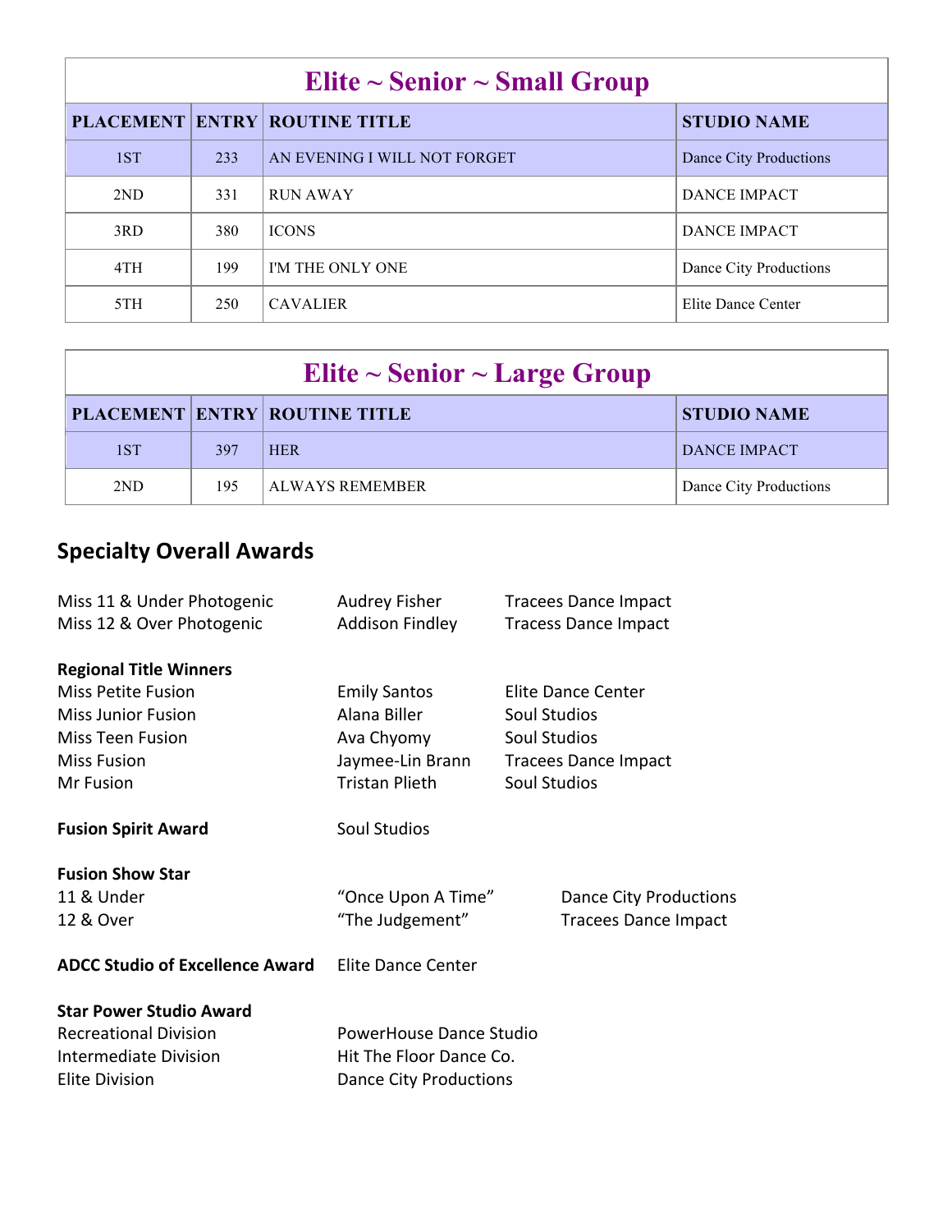| Elite ~ Senior ~ Small Group | | | |
|---|---|---|---|
| PLACEMENT | ENTRY | ROUTINE TITLE | STUDIO NAME |
| 1ST | 233 | AN EVENING I WILL NOT FORGET | Dance City Productions |
| 2ND | 331 | RUN AWAY | DANCE IMPACT |
| 3RD | 380 | ICONS | DANCE IMPACT |
| 4TH | 199 | I'M THE ONLY ONE | Dance City Productions |
| 5TH | 250 | CAVALIER | Elite Dance Center |

| Elite ~ Senior ~ Large Group | | | |
|---|---|---|---|
| PLACEMENT | ENTRY | ROUTINE TITLE | STUDIO NAME |
| 1ST | 397 | HER | DANCE IMPACT |
| 2ND | 195 | ALWAYS REMEMBER | Dance City Productions |

## Specialty Overall Awards

Miss 11 & Under Photogenic — Audrey Fisher — Tracees Dance Impact
Miss 12 & Over Photogenic — Addison Findley — Tracess Dance Impact

**Regional Title Winners**
Miss Petite Fusion — Emily Santos — Elite Dance Center
Miss Junior Fusion — Alana Biller — Soul Studios
Miss Teen Fusion — Ava Chyomy — Soul Studios
Miss Fusion — Jaymee-Lin Brann — Tracees Dance Impact
Mr Fusion — Tristan Plieth — Soul Studios

**Fusion Spirit Award** — Soul Studios

**Fusion Show Star**
11 & Under — "Once Upon A Time" — Dance City Productions
12 & Over — "The Judgement" — Tracees Dance Impact

**ADCC Studio of Excellence Award** — Elite Dance Center

**Star Power Studio Award**
Recreational Division — PowerHouse Dance Studio
Intermediate Division — Hit The Floor Dance Co.
Elite Division — Dance City Productions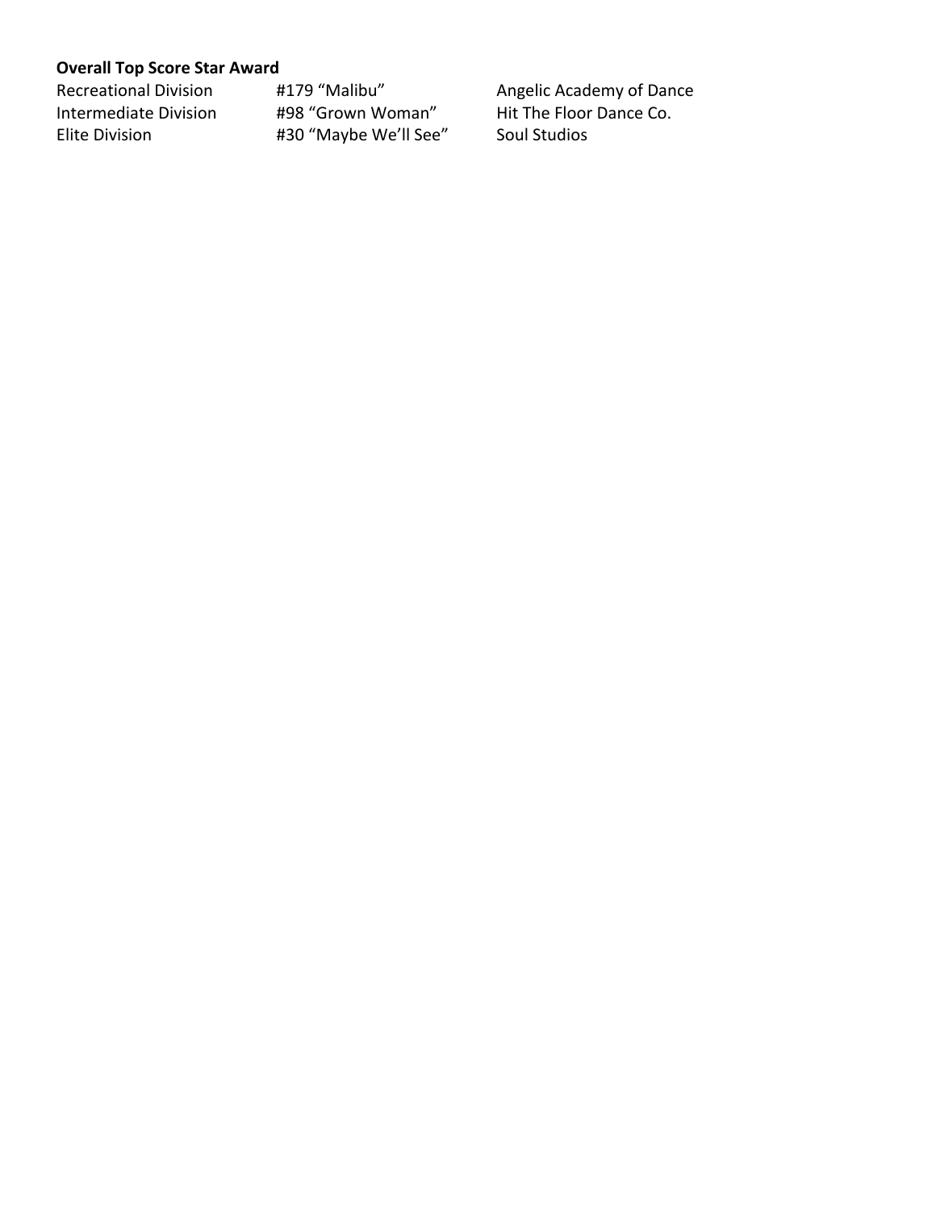**Overall Top Score Star Award**

| | | |
|---|---|---|
| Recreational Division | #179 "Malibu" | Angelic Academy of Dance |
| Intermediate Division | #98 "Grown Woman" | Hit The Floor Dance Co. |
| Elite Division | #30 "Maybe We'll See" | Soul Studios |